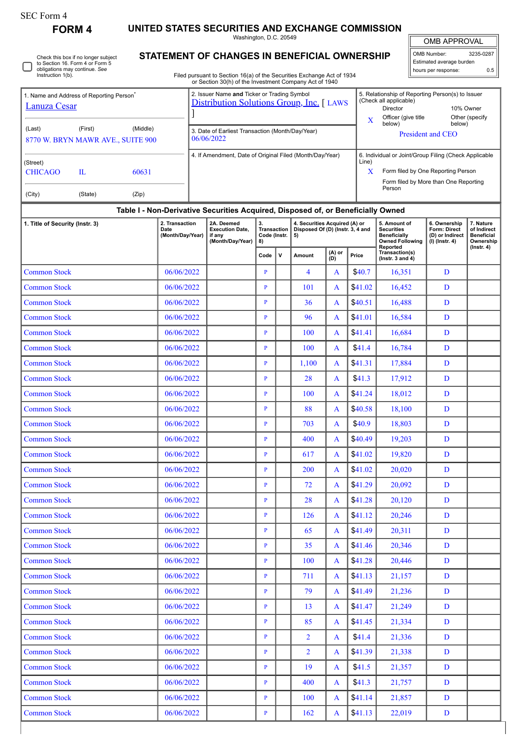SEC Form 4

# FORM 4

## UNITED STATES SECURITIES AND EXCHANGE COMMISSION

Washington, D.C. 20549

## STATEMENT OF CHANGES IN BENEFICIAL OWNERSHIP

Filed pursuant to Section 16(a) of the Securities Exchange Act of 1934 or Section 30(h) of the Investment Company Act of 1940

Check this box if no longer subject to Section 16. Form 4 or Form 5 obligations may continue. *See* Instruction 1(b).

| OMB APPROVAL | |
|---|---|
| OMB Number: | 3235-0287 |
| Estimated average burden | |
| hours per response: | 0.5 |

1. Name and Address of Reporting Person*
Lanuza Cesar

(Last) (First) (Middle)
8770 W. BRYN MAWR AVE., SUITE 900

(Street)
CHICAGO IL 60631

(City) (State) (Zip)

2. Issuer Name **and** Ticker or Trading Symbol
Distribution Solutions Group, Inc. [ LAWS ]

3. Date of Earliest Transaction (Month/Day/Year)
06/06/2022

4. If Amendment, Date of Original Filed (Month/Day/Year)

5. Relationship of Reporting Person(s) to Issuer (Check all applicable)
Director | 10% Owner
X Officer (give title below) | Other (specify below)
President and CEO

6. Individual or Joint/Group Filing (Check Applicable Line)
X Form filed by One Reporting Person
Form filed by More than One Reporting Person

### Table I - Non-Derivative Securities Acquired, Disposed of, or Beneficially Owned

| 1. Title of Security (Instr. 3) | 2. Transaction Date (Month/Day/Year) | 2A. Deemed Execution Date, if any (Month/Day/Year) | 3. Transaction Code (Instr. 8) | | 4. Securities Acquired (A) or Disposed Of (D) (Instr. 3, 4 and 5) | | | 5. Amount of Securities Beneficially Owned Following Reported Transaction(s) (Instr. 3 and 4) | 6. Ownership Form: Direct (D) or Indirect (I) (Instr. 4) | 7. Nature of Indirect Beneficial Ownership (Instr. 4) |
|---|---|---|---|---|---|---|---|---|---|---|
| | | | Code | V | Amount | (A) or (D) | Price | | | |
| Common Stock | 06/06/2022 | | P | | 4 | A | $40.7 | 16,351 | D | |
| Common Stock | 06/06/2022 | | P | | 101 | A | $41.02 | 16,452 | D | |
| Common Stock | 06/06/2022 | | P | | 36 | A | $40.51 | 16,488 | D | |
| Common Stock | 06/06/2022 | | P | | 96 | A | $41.01 | 16,584 | D | |
| Common Stock | 06/06/2022 | | P | | 100 | A | $41.41 | 16,684 | D | |
| Common Stock | 06/06/2022 | | P | | 100 | A | $41.4 | 16,784 | D | |
| Common Stock | 06/06/2022 | | P | | 1,100 | A | $41.31 | 17,884 | D | |
| Common Stock | 06/06/2022 | | P | | 28 | A | $41.3 | 17,912 | D | |
| Common Stock | 06/06/2022 | | P | | 100 | A | $41.24 | 18,012 | D | |
| Common Stock | 06/06/2022 | | P | | 88 | A | $40.58 | 18,100 | D | |
| Common Stock | 06/06/2022 | | P | | 703 | A | $40.9 | 18,803 | D | |
| Common Stock | 06/06/2022 | | P | | 400 | A | $40.49 | 19,203 | D | |
| Common Stock | 06/06/2022 | | P | | 617 | A | $41.02 | 19,820 | D | |
| Common Stock | 06/06/2022 | | P | | 200 | A | $41.02 | 20,020 | D | |
| Common Stock | 06/06/2022 | | P | | 72 | A | $41.29 | 20,092 | D | |
| Common Stock | 06/06/2022 | | P | | 28 | A | $41.28 | 20,120 | D | |
| Common Stock | 06/06/2022 | | P | | 126 | A | $41.12 | 20,246 | D | |
| Common Stock | 06/06/2022 | | P | | 65 | A | $41.49 | 20,311 | D | |
| Common Stock | 06/06/2022 | | P | | 35 | A | $41.46 | 20,346 | D | |
| Common Stock | 06/06/2022 | | P | | 100 | A | $41.28 | 20,446 | D | |
| Common Stock | 06/06/2022 | | P | | 711 | A | $41.13 | 21,157 | D | |
| Common Stock | 06/06/2022 | | P | | 79 | A | $41.49 | 21,236 | D | |
| Common Stock | 06/06/2022 | | P | | 13 | A | $41.47 | 21,249 | D | |
| Common Stock | 06/06/2022 | | P | | 85 | A | $41.45 | 21,334 | D | |
| Common Stock | 06/06/2022 | | P | | 2 | A | $41.4 | 21,336 | D | |
| Common Stock | 06/06/2022 | | P | | 2 | A | $41.39 | 21,338 | D | |
| Common Stock | 06/06/2022 | | P | | 19 | A | $41.5 | 21,357 | D | |
| Common Stock | 06/06/2022 | | P | | 400 | A | $41.3 | 21,757 | D | |
| Common Stock | 06/06/2022 | | P | | 100 | A | $41.14 | 21,857 | D | |
| Common Stock | 06/06/2022 | | P | | 162 | A | $41.13 | 22,019 | D | |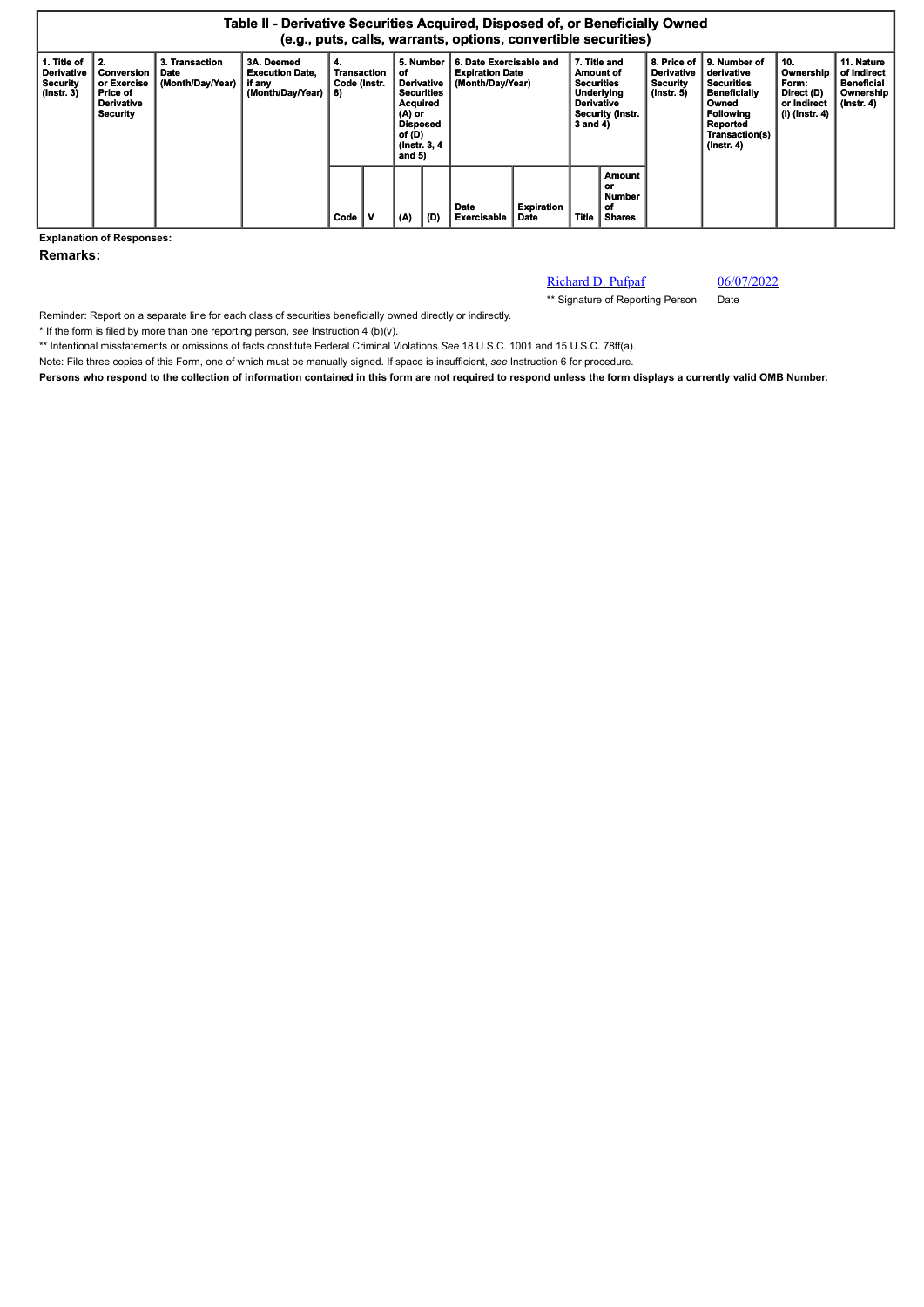## Table II - Derivative Securities Acquired, Disposed of, or Beneficially Owned (e.g., puts, calls, warrants, options, convertible securities)

| 1. Title of Derivative Security (Instr. 3) | 2. Conversion or Exercise Price of Derivative Security | 3. Transaction Date (Month/Day/Year) | 3A. Deemed Execution Date, if any (Month/Day/Year) | 4. Transaction Code (Instr. 8) | | 5. Number of Derivative Securities Acquired (A) or Disposed of (D) (Instr. 3, 4 and 5) | | 6. Date Exercisable and Expiration Date (Month/Day/Year) | | 7. Title and Amount of Securities Underlying Derivative Security (Instr. 3 and 4) | | 8. Price of Derivative Security (Instr. 5) | 9. Number of derivative Securities Beneficially Owned Following Reported Transaction(s) (Instr. 4) | 10. Ownership Form: Direct (D) or Indirect (I) (Instr. 4) | 11. Nature of Indirect Beneficial Ownership (Instr. 4) |
|---|---|---|---|---|---|---|---|---|---|---|---|---|---|---|---|
| | | | | Code | V | (A) | (D) | Date Exercisable | Expiration Date | Title | Amount or Number of Shares | | | | |

**Explanation of Responses:**

**Remarks:**

Richard D. Pufpaf — 06/07/2022

** Signature of Reporting Person — Date

Reminder: Report on a separate line for each class of securities beneficially owned directly or indirectly.

* If the form is filed by more than one reporting person, *see* Instruction 4 (b)(v).

** Intentional misstatements or omissions of facts constitute Federal Criminal Violations *See* 18 U.S.C. 1001 and 15 U.S.C. 78ff(a).

Note: File three copies of this Form, one of which must be manually signed. If space is insufficient, *see* Instruction 6 for procedure.

**Persons who respond to the collection of information contained in this form are not required to respond unless the form displays a currently valid OMB Number.**